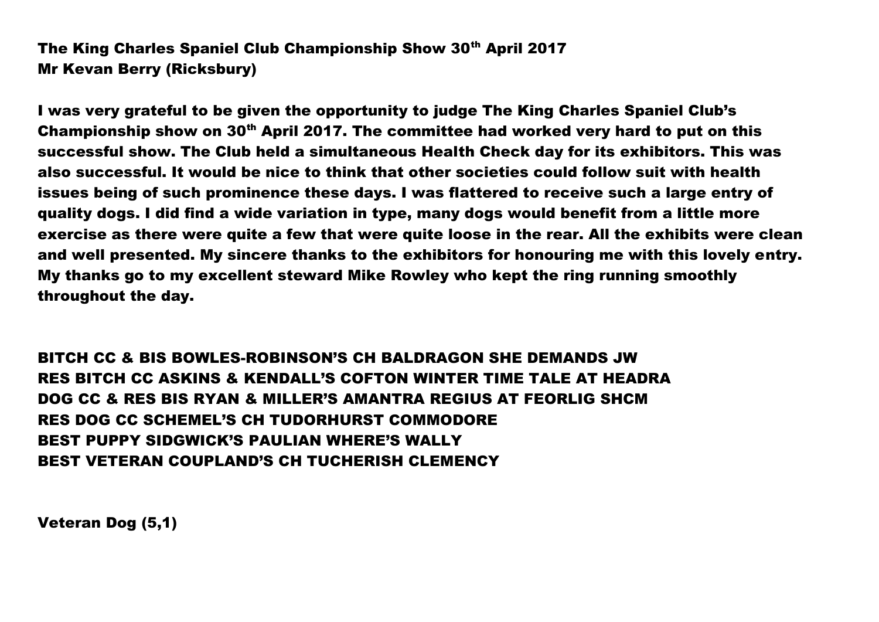**The King Charles Spaniel Club Championship Show 30th April 2017**
**Mr Kevan Berry (Ricksbury)**

**I was very grateful to be given the opportunity to judge The King Charles Spaniel Club's Championship show on 30th April 2017. The committee had worked very hard to put on this successful show. The Club held a simultaneous Health Check day for its exhibitors. This was also successful. It would be nice to think that other societies could follow suit with health issues being of such prominence these days. I was flattered to receive such a large entry of quality dogs. I did find a wide variation in type, many dogs would benefit from a little more exercise as there were quite a few that were quite loose in the rear. All the exhibits were clean and well presented. My sincere thanks to the exhibitors for honouring me with this lovely entry. My thanks go to my excellent steward Mike Rowley who kept the ring running smoothly throughout the day.**

**BITCH CC & BIS BOWLES-ROBINSON'S CH BALDRAGON SHE DEMANDS JW**
**RES BITCH CC ASKINS & KENDALL'S COFTON WINTER TIME TALE AT HEADRA**
**DOG CC & RES BIS RYAN & MILLER'S AMANTRA REGIUS AT FEORLIG SHCM**
**RES DOG CC SCHEMEL'S CH TUDORHURST COMMODORE**
**BEST PUPPY SIDGWICK'S PAULIAN WHERE'S WALLY**
**BEST VETERAN COUPLAND'S CH TUCHERISH CLEMENCY**

**Veteran Dog (5,1)**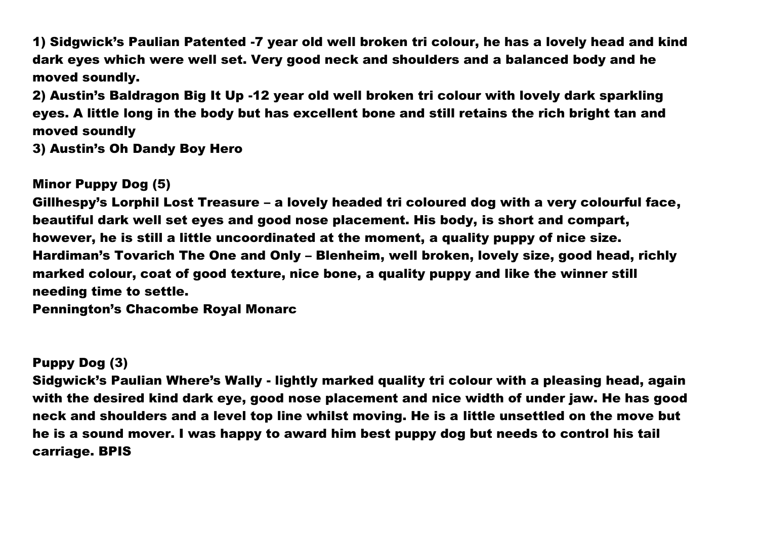1) Sidgwick's Paulian Patented -7 year old well broken tri colour, he has a lovely head and kind dark eyes which were well set. Very good neck and shoulders and a balanced body and he moved soundly.

2) Austin's Baldragon Big It Up -12 year old well broken tri colour with lovely dark sparkling eyes. A little long in the body but has excellent bone and still retains the rich bright tan and moved soundly

3) Austin's Oh Dandy Boy Hero

## Minor Puppy Dog (5)

Gillhespy's Lorphil Lost Treasure – a lovely headed tri coloured dog with a very colourful face, beautiful dark well set eyes and good nose placement. His body, is short and compart, however, he is still a little uncoordinated at the moment, a quality puppy of nice size.

Hardiman's Tovarich The One and Only – Blenheim, well broken, lovely size, good head, richly marked colour, coat of good texture, nice bone, a quality puppy and like the winner still needing time to settle.

Pennington's Chacombe Royal Monarc

## Puppy Dog (3)

Sidgwick's Paulian Where's Wally - lightly marked quality tri colour with a pleasing head, again with the desired kind dark eye, good nose placement and nice width of under jaw. He has good neck and shoulders and a level top line whilst moving. He is a little unsettled on the move but he is a sound mover. I was happy to award him best puppy dog but needs to control his tail carriage. BPIS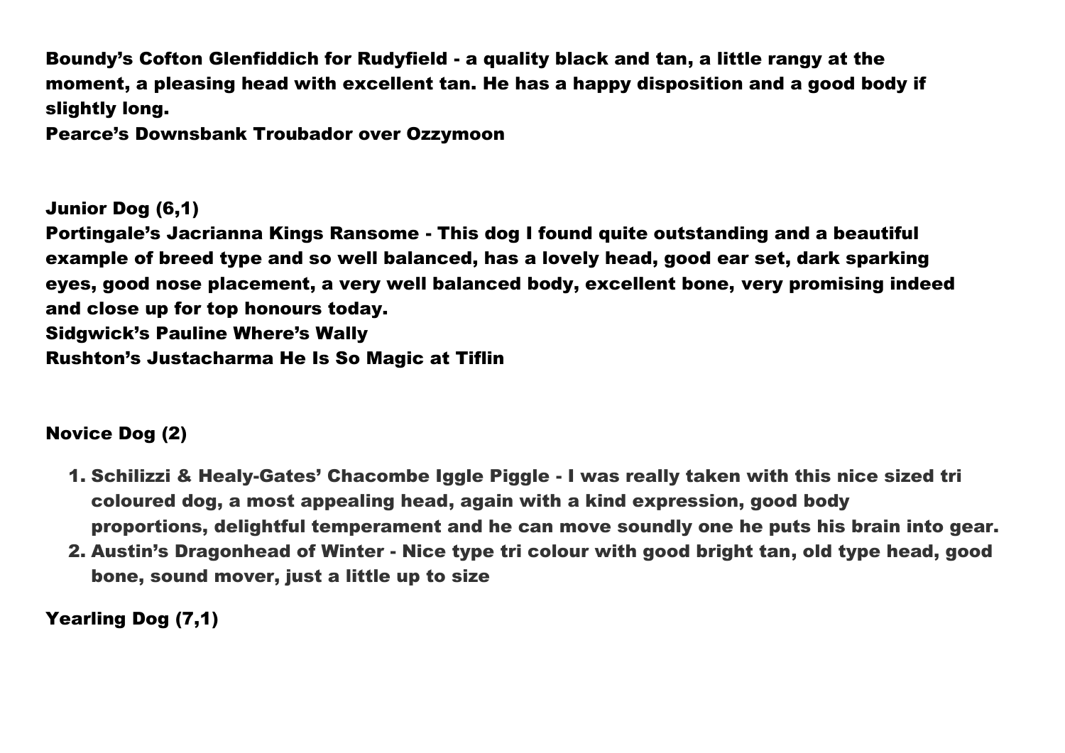**Boundy's Cofton Glenfiddich for Rudyfield - a quality black and tan, a little rangy at the moment, a pleasing head with excellent tan. He has a happy disposition and a good body if slightly long.**
**Pearce's Downsbank Troubador over Ozzymoon**

**Junior Dog (6,1)**
**Portingale's Jacrianna Kings Ransome - This dog I found quite outstanding and a beautiful example of breed type and so well balanced, has a lovely head, good ear set, dark sparking eyes, good nose placement, a very well balanced body, excellent bone, very promising indeed and close up for top honours today.**
**Sidgwick's Pauline Where's Wally**
**Rushton's Justacharma He Is So Magic at Tiflin**

**Novice Dog (2)**

1. **Schilizzi & Healy-Gates' Chacombe Iggle Piggle - I was really taken with this nice sized tri coloured dog, a most appealing head, again with a kind expression, good body proportions, delightful temperament and he can move soundly one he puts his brain into gear.**
2. **Austin's Dragonhead of Winter - Nice type tri colour with good bright tan, old type head, good bone, sound mover, just a little up to size**

**Yearling Dog (7,1)**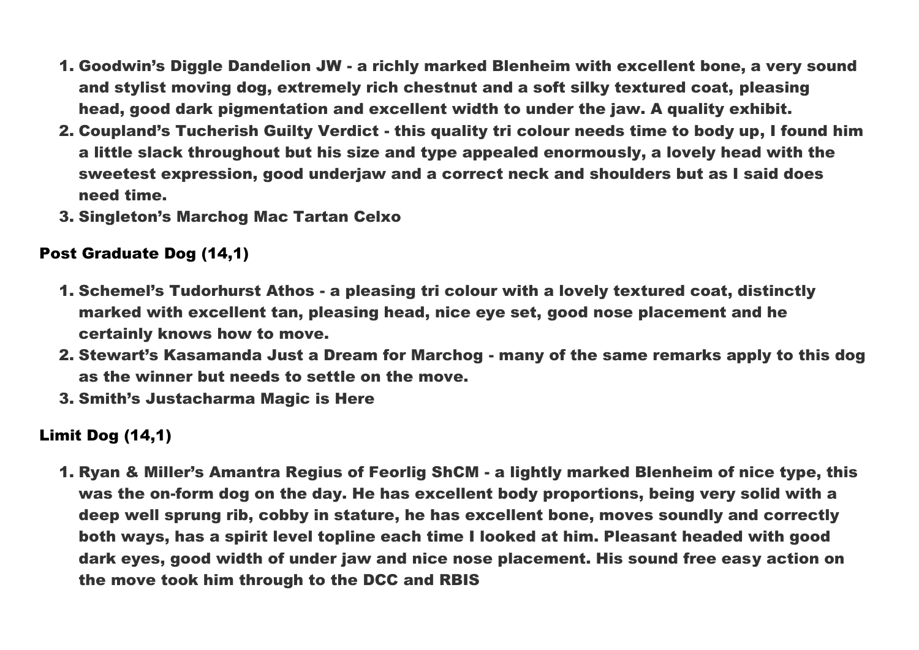1. Goodwin's Diggle Dandelion JW - a richly marked Blenheim with excellent bone, a very sound and stylist moving dog, extremely rich chestnut and a soft silky textured coat, pleasing head, good dark pigmentation and excellent width to under the jaw. A quality exhibit.
2. Coupland's Tucherish Guilty Verdict - this quality tri colour needs time to body up, I found him a little slack throughout but his size and type appealed enormously, a lovely head with the sweetest expression, good underjaw and a correct neck and shoulders but as I said does need time.
3. Singleton's Marchog Mac Tartan Celxo

## Post Graduate Dog (14,1)

1. Schemel's Tudorhurst Athos - a pleasing tri colour with a lovely textured coat, distinctly marked with excellent tan, pleasing head, nice eye set, good nose placement and he certainly knows how to move.
2. Stewart's Kasamanda Just a Dream for Marchog - many of the same remarks apply to this dog as the winner but needs to settle on the move.
3. Smith's Justacharma Magic is Here

## Limit Dog (14,1)

1. Ryan & Miller's Amantra Regius of Feorlig ShCM - a lightly marked Blenheim of nice type, this was the on-form dog on the day. He has excellent body proportions, being very solid with a deep well sprung rib, cobby in stature, he has excellent bone, moves soundly and correctly both ways, has a spirit level topline each time I looked at him. Pleasant headed with good dark eyes, good width of under jaw and nice nose placement. His sound free easy action on the move took him through to the DCC and RBIS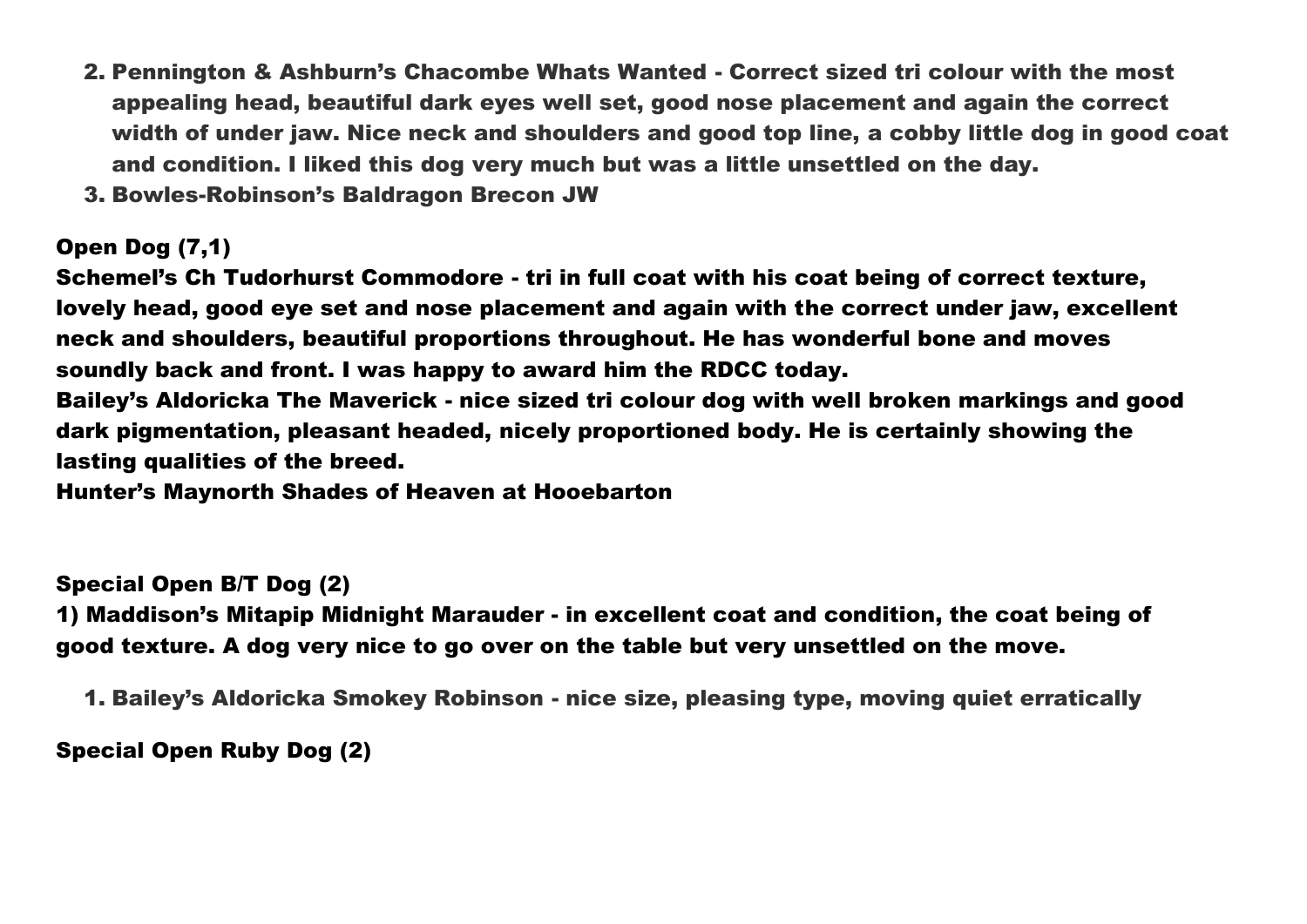2. Pennington & Ashburn's Chacombe Whats Wanted - Correct sized tri colour with the most appealing head, beautiful dark eyes well set, good nose placement and again the correct width of under jaw. Nice neck and shoulders and good top line, a cobby little dog in good coat and condition. I liked this dog very much but was a little unsettled on the day.
3. Bowles-Robinson's Baldragon Brecon JW

**Open Dog (7,1)**

**Schemel's Ch Tudorhurst Commodore - tri in full coat with his coat being of correct texture, lovely head, good eye set and nose placement and again with the correct under jaw, excellent neck and shoulders, beautiful proportions throughout. He has wonderful bone and moves soundly back and front. I was happy to award him the RDCC today.**

**Bailey's Aldoricka The Maverick - nice sized tri colour dog with well broken markings and good dark pigmentation, pleasant headed, nicely proportioned body. He is certainly showing the lasting qualities of the breed.**

**Hunter's Maynorth Shades of Heaven at Hooebarton**

**Special Open B/T Dog (2)**

**1) Maddison's Mitapip Midnight Marauder - in excellent coat and condition, the coat being of good texture. A dog very nice to go over on the table but very unsettled on the move.**

1. Bailey's Aldoricka Smokey Robinson - nice size, pleasing type, moving quiet erratically

**Special Open Ruby Dog (2)**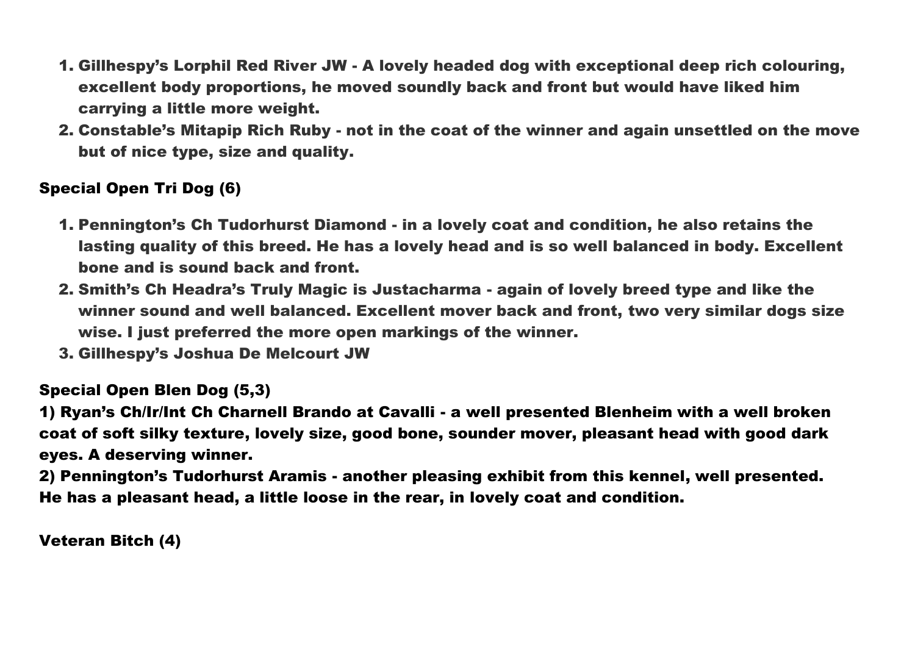1. Gillhespy's Lorphil Red River JW - A lovely headed dog with exceptional deep rich colouring, excellent body proportions, he moved soundly back and front but would have liked him carrying a little more weight.
2. Constable's Mitapip Rich Ruby - not in the coat of the winner and again unsettled on the move but of nice type, size and quality.

**Special Open Tri Dog (6)**

1. Pennington's Ch Tudorhurst Diamond - in a lovely coat and condition, he also retains the lasting quality of this breed. He has a lovely head and is so well balanced in body. Excellent bone and is sound back and front.
2. Smith's Ch Headra's Truly Magic is Justacharma - again of lovely breed type and like the winner sound and well balanced. Excellent mover back and front, two very similar dogs size wise. I just preferred the more open markings of the winner.
3. Gillhespy's Joshua De Melcourt JW

**Special Open Blen Dog (5,3)**

1) Ryan's Ch/Ir/Int Ch Charnell Brando at Cavalli - a well presented Blenheim with a well broken coat of soft silky texture, lovely size, good bone, sounder mover, pleasant head with good dark eyes. A deserving winner.

2) Pennington's Tudorhurst Aramis - another pleasing exhibit from this kennel, well presented. He has a pleasant head, a little loose in the rear, in lovely coat and condition.

**Veteran Bitch (4)**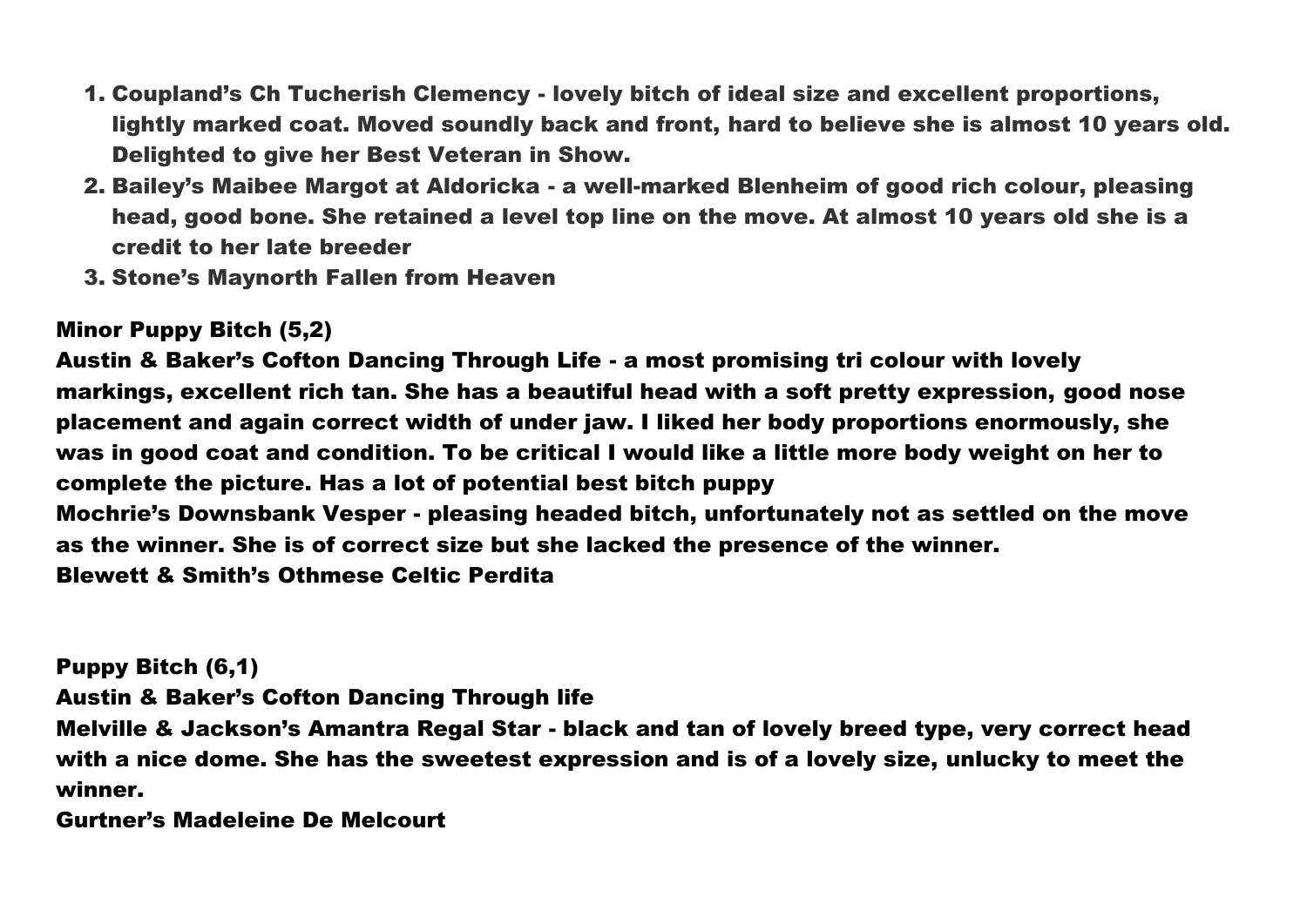1. Coupland's Ch Tucherish Clemency - lovely bitch of ideal size and excellent proportions, lightly marked coat. Moved soundly back and front, hard to believe she is almost 10 years old. Delighted to give her Best Veteran in Show.
2. Bailey's Maibee Margot at Aldoricka - a well-marked Blenheim of good rich colour, pleasing head, good bone. She retained a level top line on the move. At almost 10 years old she is a credit to her late breeder
3. Stone's Maynorth Fallen from Heaven

**Minor Puppy Bitch (5,2)**

Austin & Baker's Cofton Dancing Through Life - a most promising tri colour with lovely markings, excellent rich tan. She has a beautiful head with a soft pretty expression, good nose placement and again correct width of under jaw. I liked her body proportions enormously, she was in good coat and condition. To be critical I would like a little more body weight on her to complete the picture. Has a lot of potential best bitch puppy

Mochrie's Downsbank Vesper - pleasing headed bitch, unfortunately not as settled on the move as the winner. She is of correct size but she lacked the presence of the winner.

Blewett & Smith's Othmese Celtic Perdita

**Puppy Bitch (6,1)**

Austin & Baker's Cofton Dancing Through life

Melville & Jackson's Amantra Regal Star - black and tan of lovely breed type, very correct head with a nice dome. She has the sweetest expression and is of a lovely size, unlucky to meet the winner.

Gurtner's Madeleine De Melcourt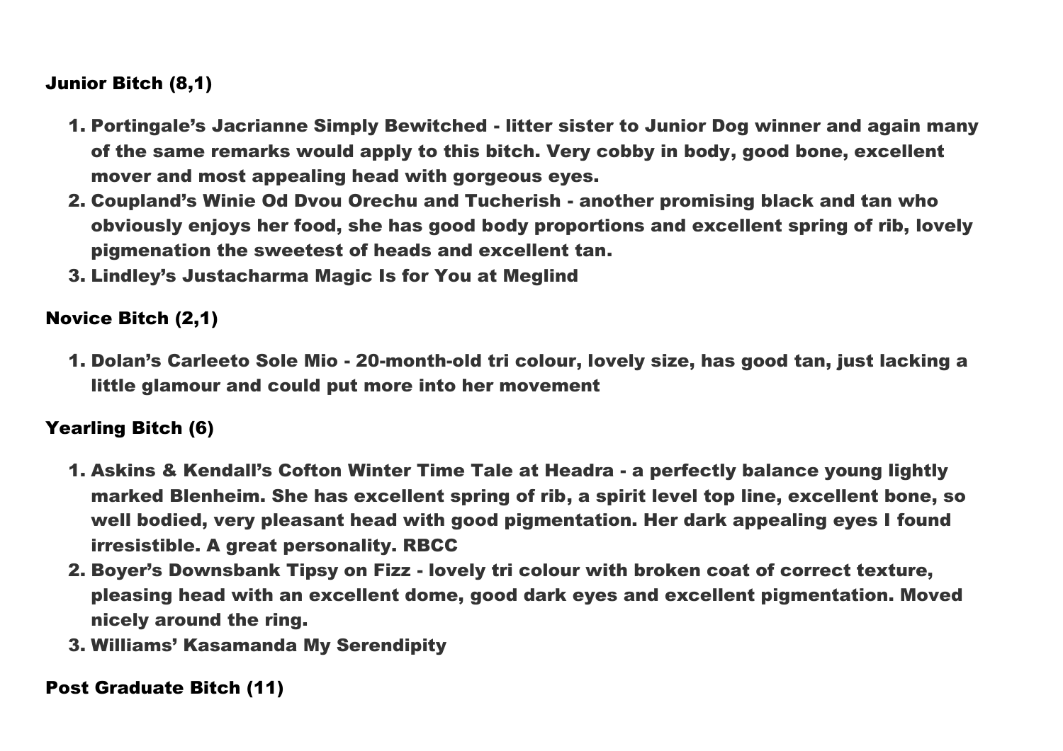### Junior Bitch (8,1)

1. Portingale's Jacrianne Simply Bewitched - litter sister to Junior Dog winner and again many of the same remarks would apply to this bitch. Very cobby in body, good bone, excellent mover and most appealing head with gorgeous eyes.
2. Coupland's Winie Od Dvou Orechu and Tucherish - another promising black and tan who obviously enjoys her food, she has good body proportions and excellent spring of rib, lovely pigmenation the sweetest of heads and excellent tan.
3. Lindley's Justacharma Magic Is for You at Meglind

### Novice Bitch (2,1)

1. Dolan's Carleeto Sole Mio - 20-month-old tri colour, lovely size, has good tan, just lacking a little glamour and could put more into her movement

### Yearling Bitch (6)

1. Askins & Kendall's Cofton Winter Time Tale at Headra - a perfectly balance young lightly marked Blenheim. She has excellent spring of rib, a spirit level top line, excellent bone, so well bodied, very pleasant head with good pigmentation. Her dark appealing eyes I found irresistible. A great personality. RBCC
2. Boyer's Downsbank Tipsy on Fizz - lovely tri colour with broken coat of correct texture, pleasing head with an excellent dome, good dark eyes and excellent pigmentation. Moved nicely around the ring.
3. Williams' Kasamanda My Serendipity

### Post Graduate Bitch (11)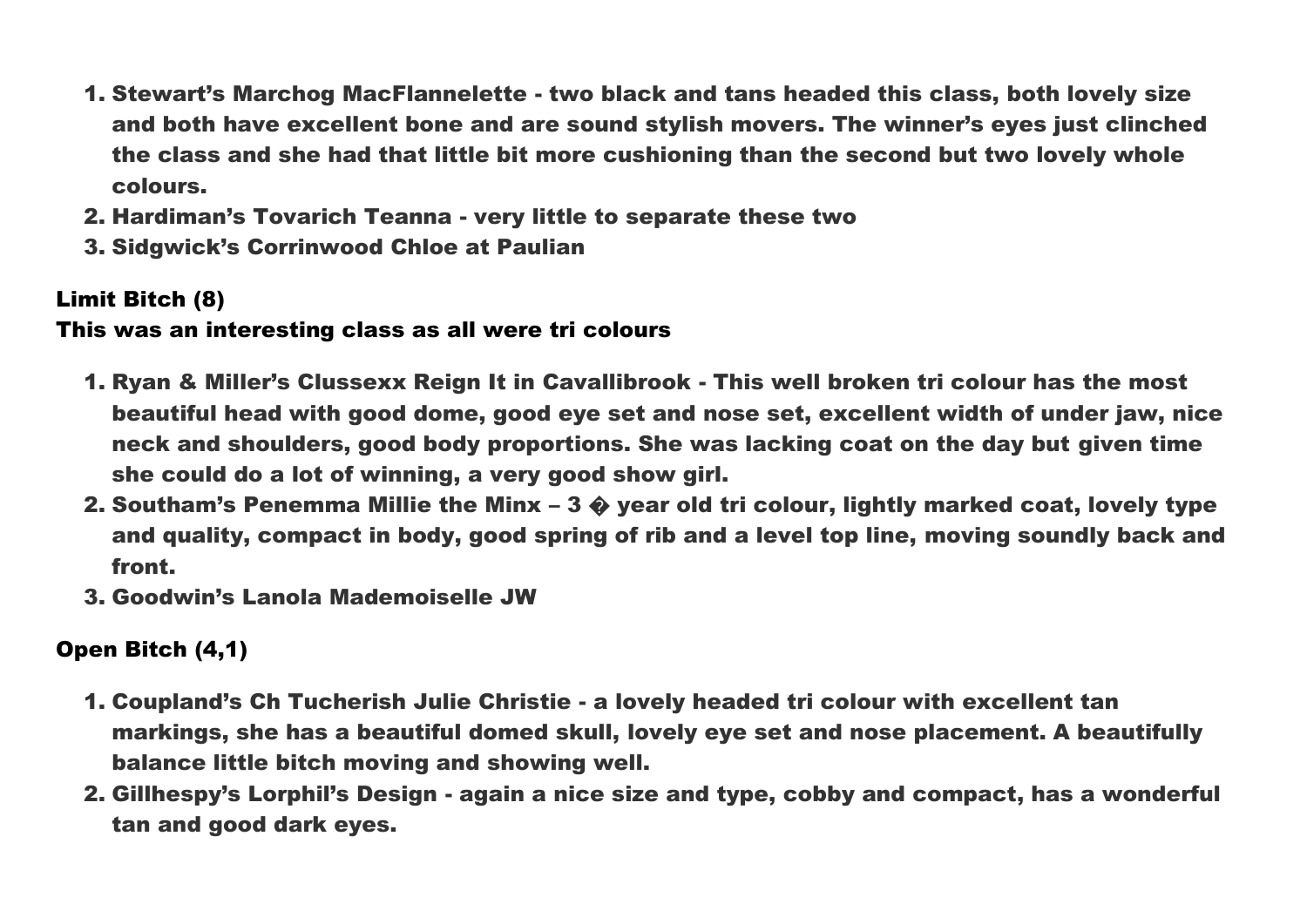1. **Stewart's Marchog MacFlannelette - two black and tans headed this class, both lovely size and both have excellent bone and are sound stylish movers. The winner's eyes just clinched the class and she had that little bit more cushioning than the second but two lovely whole colours.**
2. **Hardiman's Tovarich Teanna - very little to separate these two**
3. **Sidgwick's Corrinwood Chloe at Paulian**

**Limit Bitch (8)**
**This was an interesting class as all were tri colours**

1. **Ryan & Miller's Clussexx Reign It in Cavallibrook - This well broken tri colour has the most beautiful head with good dome, good eye set and nose set, excellent width of under jaw, nice neck and shoulders, good body proportions. She was lacking coat on the day but given time she could do a lot of winning, a very good show girl.**
2. **Southam's Penemma Millie the Minx – 3 � year old tri colour, lightly marked coat, lovely type and quality, compact in body, good spring of rib and a level top line, moving soundly back and front.**
3. **Goodwin's Lanola Mademoiselle JW**

**Open Bitch (4,1)**

1. **Coupland's Ch Tucherish Julie Christie - a lovely headed tri colour with excellent tan markings, she has a beautiful domed skull, lovely eye set and nose placement. A beautifully balance little bitch moving and showing well.**
2. **Gillhespy's Lorphil's Design - again a nice size and type, cobby and compact, has a wonderful tan and good dark eyes.**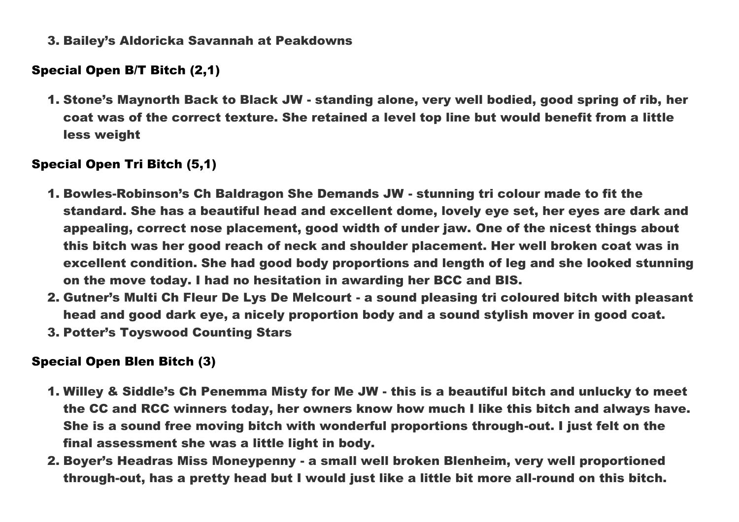3. Bailey's Aldoricka Savannah at Peakdowns

### Special Open B/T Bitch (2,1)

1. Stone's Maynorth Back to Black JW - standing alone, very well bodied, good spring of rib, her coat was of the correct texture. She retained a level top line but would benefit from a little less weight

### Special Open Tri Bitch (5,1)

1. Bowles-Robinson's Ch Baldragon She Demands JW - stunning tri colour made to fit the standard. She has a beautiful head and excellent dome, lovely eye set, her eyes are dark and appealing, correct nose placement, good width of under jaw. One of the nicest things about this bitch was her good reach of neck and shoulder placement. Her well broken coat was in excellent condition. She had good body proportions and length of leg and she looked stunning on the move today. I had no hesitation in awarding her BCC and BIS.
2. Gutner's Multi Ch Fleur De Lys De Melcourt - a sound pleasing tri coloured bitch with pleasant head and good dark eye, a nicely proportion body and a sound stylish mover in good coat.
3. Potter's Toyswood Counting Stars

### Special Open Blen Bitch (3)

1. Willey & Siddle's Ch Penemma Misty for Me JW - this is a beautiful bitch and unlucky to meet the CC and RCC winners today, her owners know how much I like this bitch and always have. She is a sound free moving bitch with wonderful proportions through-out. I just felt on the final assessment she was a little light in body.
2. Boyer's Headras Miss Moneypenny - a small well broken Blenheim, very well proportioned through-out, has a pretty head but I would just like a little bit more all-round on this bitch.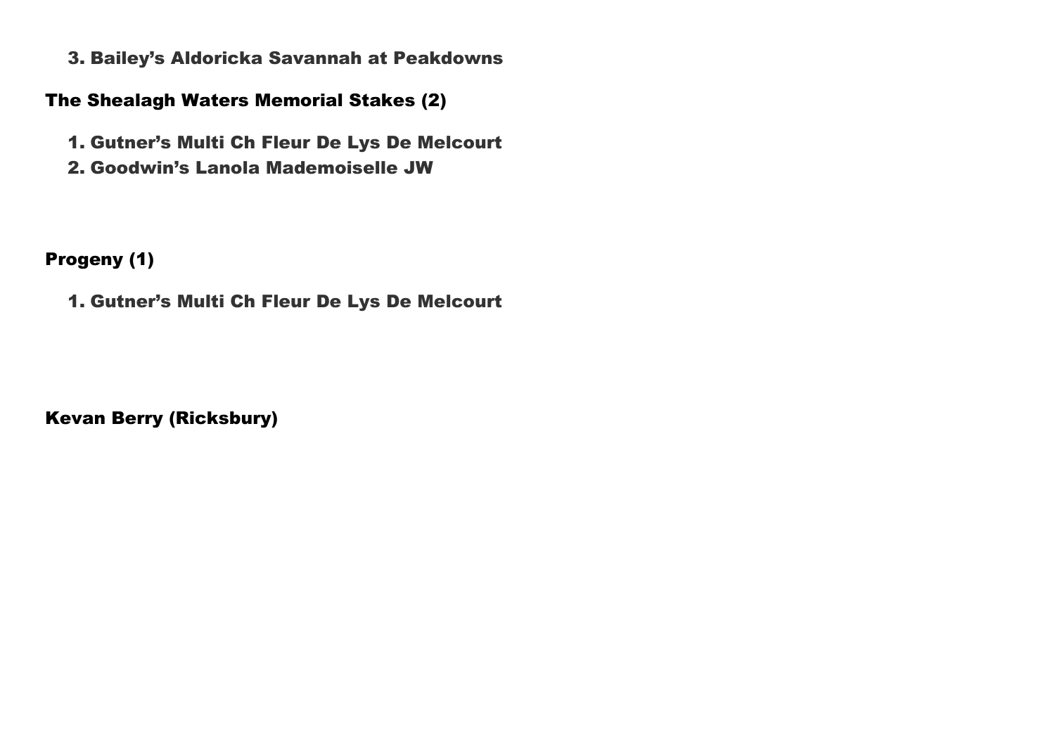3. Bailey's Aldoricka Savannah at Peakdowns

## The Shealagh Waters Memorial Stakes (2)

1. Gutner's Multi Ch Fleur De Lys De Melcourt
2. Goodwin's Lanola Mademoiselle JW

## Progeny (1)

1. Gutner's Multi Ch Fleur De Lys De Melcourt

**Kevan Berry (Ricksbury)**